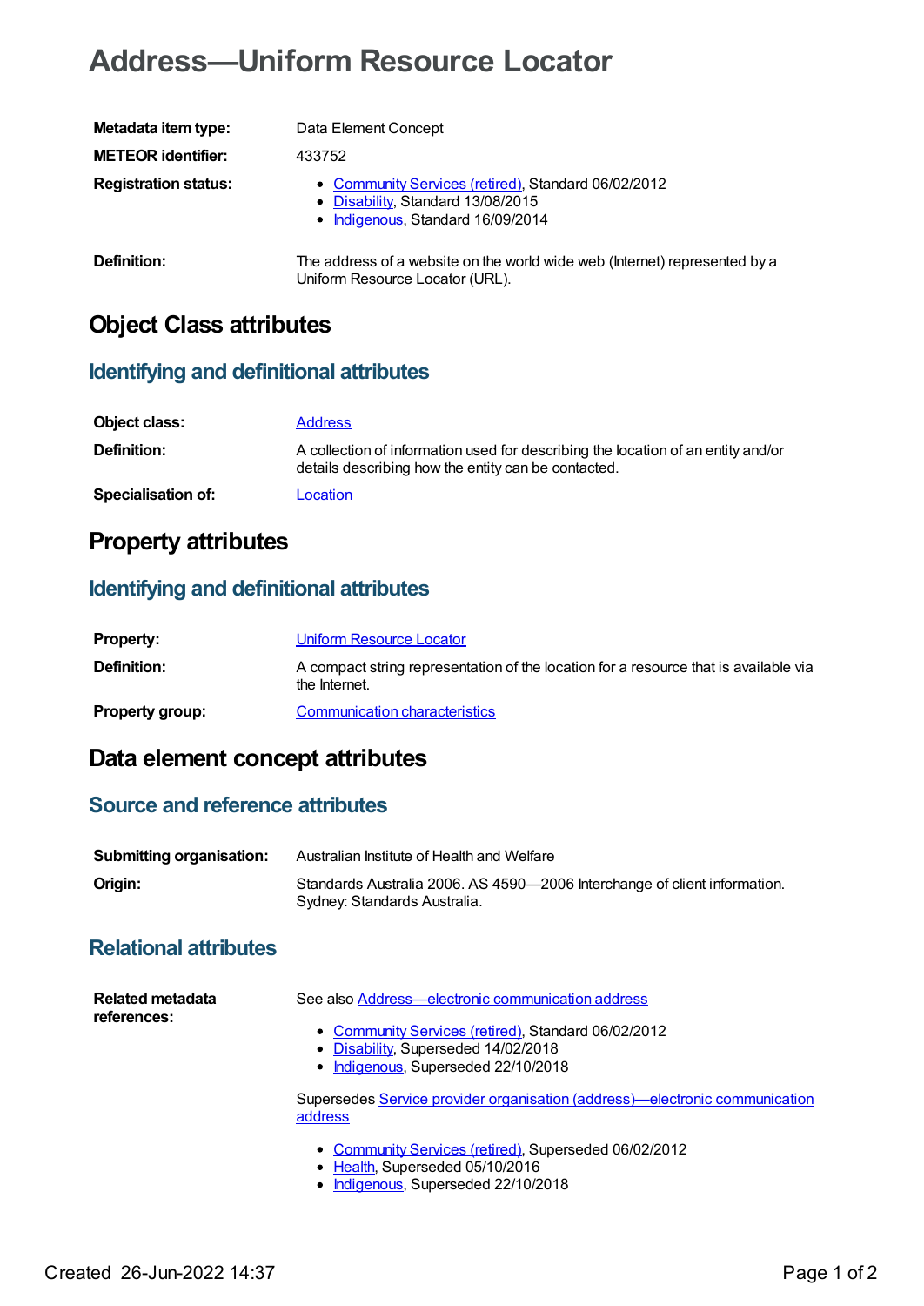# Address—Uniform Resource Locator

| | |
|---|---|
| **Metadata item type:** | Data Element Concept |
| **METEOR identifier:** | 433752 |
| **Registration status:** | • Community Services (retired), Standard 06/02/2012<br>• Disability, Standard 13/08/2015<br>• Indigenous, Standard 16/09/2014 |
| **Definition:** | The address of a website on the world wide web (Internet) represented by a Uniform Resource Locator (URL). |

## Object Class attributes

### Identifying and definitional attributes

| | |
|---|---|
| **Object class:** | Address |
| **Definition:** | A collection of information used for describing the location of an entity and/or details describing how the entity can be contacted. |
| **Specialisation of:** | Location |

## Property attributes

### Identifying and definitional attributes

| | |
|---|---|
| **Property:** | Uniform Resource Locator |
| **Definition:** | A compact string representation of the location for a resource that is available via the Internet. |
| **Property group:** | Communication characteristics |

## Data element concept attributes

### Source and reference attributes

| | |
|---|---|
| **Submitting organisation:** | Australian Institute of Health and Welfare |
| **Origin:** | Standards Australia 2006. AS 4590—2006 Interchange of client information. Sydney: Standards Australia. |

### Relational attributes

**Related metadata references:**

See also Address—electronic communication address

- Community Services (retired), Standard 06/02/2012
- Disability, Superseded 14/02/2018
- Indigenous, Superseded 22/10/2018

Supersedes Service provider organisation (address)—electronic communication address

- Community Services (retired), Superseded 06/02/2012
- Health, Superseded 05/10/2016
- Indigenous, Superseded 22/10/2018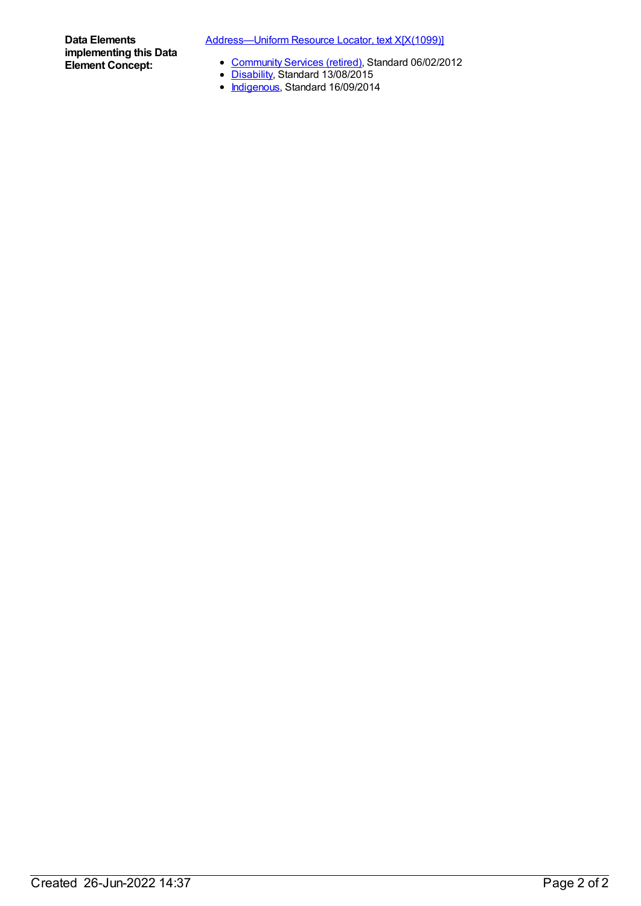**Data Elements implementing this Data Element Concept:**

Address—Uniform Resource Locator, text X[X(1099)]

- Community Services (retired), Standard 06/02/2012
- Disability, Standard 13/08/2015
- Indigenous, Standard 16/09/2014